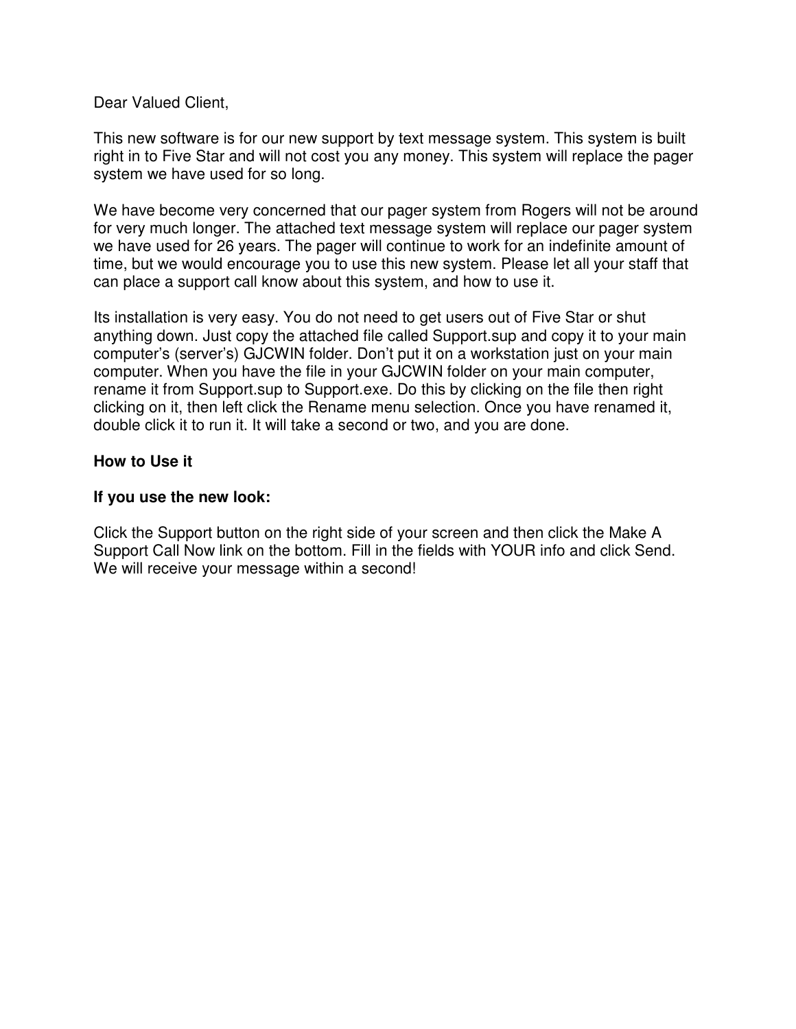Dear Valued Client,

This new software is for our new support by text message system. This system is built right in to Five Star and will not cost you any money. This system will replace the pager system we have used for so long.

We have become very concerned that our pager system from Rogers will not be around for very much longer. The attached text message system will replace our pager system we have used for 26 years. The pager will continue to work for an indefinite amount of time, but we would encourage you to use this new system. Please let all your staff that can place a support call know about this system, and how to use it.

Its installation is very easy. You do not need to get users out of Five Star or shut anything down. Just copy the attached file called Support.sup and copy it to your main computer's (server's) GJCWIN folder. Don't put it on a workstation just on your main computer. When you have the file in your GJCWIN folder on your main computer, rename it from Support.sup to Support.exe. Do this by clicking on the file then right clicking on it, then left click the Rename menu selection. Once you have renamed it, double click it to run it. It will take a second or two, and you are done.

**How to Use it**

**If you use the new look:**

Click the Support button on the right side of your screen and then click the Make A Support Call Now link on the bottom. Fill in the fields with YOUR info and click Send. We will receive your message within a second!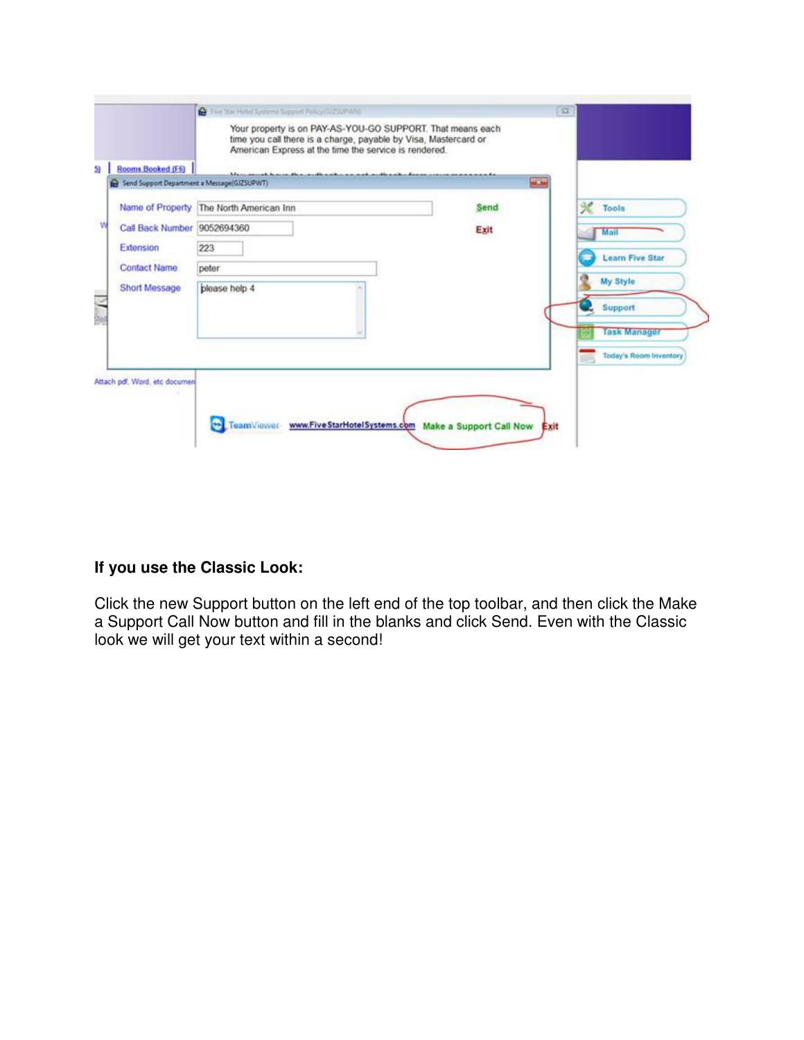**If you use the Classic Look:**

Click the new Support button on the left end of the top toolbar, and then click the Make a Support Call Now button and fill in the blanks and click Send. Even with the Classic look we will get your text within a second!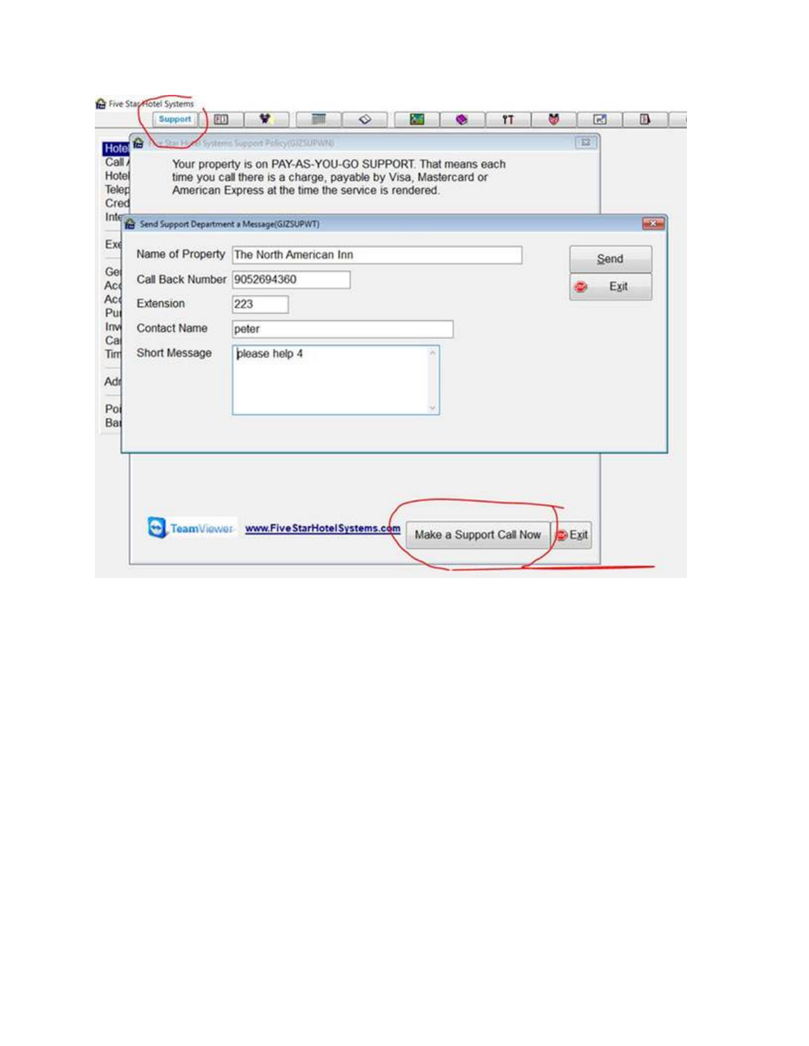Five Star Hotel Systems

Support

Five Star Hotel Systems Support Policy(GJZSUPWN)

Your property is on PAY-AS-YOU-GO SUPPORT. That means each time you call there is a charge, payable by Visa, Mastercard or American Express at the time the service is rendered.

Send Support Department a Message(GJZSUPWT)

| | |
|---|---|
| Name of Property | The North American Inn |
| Call Back Number | 9052694360 |
| Extension | 223 |
| Contact Name | peter |
| Short Message | please help 4 |

Send

Exit

TeamViewer www.FiveStarHotelSystems.com

Make a Support Call Now

Exit